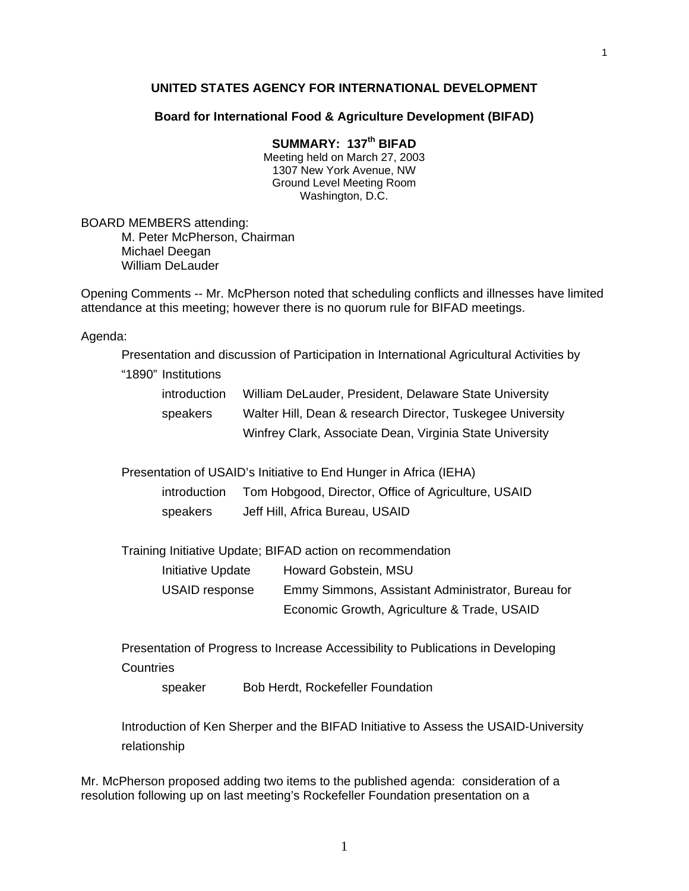## UNITED STATES AGENCY FOR INTERNATIONAL DEVELOPMENT

### Board for International Food & Agriculture Development (BIFAD)

**SUMMARY: 137th BIFAD**

Meeting held on March 27, 2003
1307 New York Avenue, NW
Ground Level Meeting Room
Washington, D.C.

BOARD MEMBERS attending:

- M. Peter McPherson, Chairman
- Michael Deegan
- William DeLauder

Opening Comments -- Mr. McPherson noted that scheduling conflicts and illnesses have limited attendance at this meeting; however there is no quorum rule for BIFAD meetings.

Agenda:

Presentation and discussion of Participation in International Agricultural Activities by "1890" Institutions

| | |
|---|---|
| introduction | William DeLauder, President, Delaware State University |
| speakers | Walter Hill, Dean & research Director, Tuskegee University |
| | Winfrey Clark, Associate Dean, Virginia State University |

Presentation of USAID's Initiative to End Hunger in Africa (IEHA)

| | |
|---|---|
| introduction | Tom Hobgood, Director, Office of Agriculture, USAID |
| speakers | Jeff Hill, Africa Bureau, USAID |

Training Initiative Update; BIFAD action on recommendation

| | |
|---|---|
| Initiative Update | Howard Gobstein, MSU |
| USAID response | Emmy Simmons, Assistant Administrator, Bureau for Economic Growth, Agriculture & Trade, USAID |

Presentation of Progress to Increase Accessibility to Publications in Developing Countries

| | |
|---|---|
| speaker | Bob Herdt, Rockefeller Foundation |

Introduction of Ken Sherper and the BIFAD Initiative to Assess the USAID-University relationship

Mr. McPherson proposed adding two items to the published agenda: consideration of a resolution following up on last meeting's Rockefeller Foundation presentation on a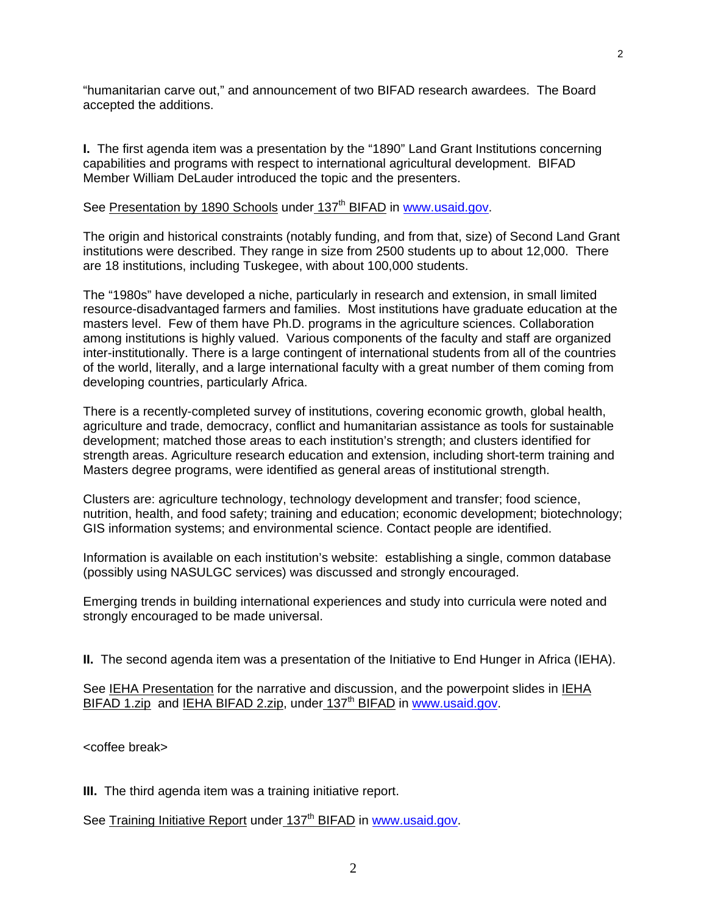"humanitarian carve out," and announcement of two BIFAD research awardees. The Board accepted the additions.

**I.** The first agenda item was a presentation by the "1890" Land Grant Institutions concerning capabilities and programs with respect to international agricultural development. BIFAD Member William DeLauder introduced the topic and the presenters.

See Presentation by 1890 Schools under 137th BIFAD in www.usaid.gov.

The origin and historical constraints (notably funding, and from that, size) of Second Land Grant institutions were described. They range in size from 2500 students up to about 12,000. There are 18 institutions, including Tuskegee, with about 100,000 students.

The "1980s" have developed a niche, particularly in research and extension, in small limited resource-disadvantaged farmers and families. Most institutions have graduate education at the masters level. Few of them have Ph.D. programs in the agriculture sciences. Collaboration among institutions is highly valued. Various components of the faculty and staff are organized inter-institutionally. There is a large contingent of international students from all of the countries of the world, literally, and a large international faculty with a great number of them coming from developing countries, particularly Africa.

There is a recently-completed survey of institutions, covering economic growth, global health, agriculture and trade, democracy, conflict and humanitarian assistance as tools for sustainable development; matched those areas to each institution's strength; and clusters identified for strength areas. Agriculture research education and extension, including short-term training and Masters degree programs, were identified as general areas of institutional strength.

Clusters are: agriculture technology, technology development and transfer; food science, nutrition, health, and food safety; training and education; economic development; biotechnology; GIS information systems; and environmental science. Contact people are identified.

Information is available on each institution's website: establishing a single, common database (possibly using NASULGC services) was discussed and strongly encouraged.

Emerging trends in building international experiences and study into curricula were noted and strongly encouraged to be made universal.

**II.** The second agenda item was a presentation of the Initiative to End Hunger in Africa (IEHA).

See IEHA Presentation for the narrative and discussion, and the powerpoint slides in IEHA BIFAD 1.zip and IEHA BIFAD 2.zip, under 137th BIFAD in www.usaid.gov.

<coffee break>

**III.** The third agenda item was a training initiative report.

See Training Initiative Report under 137th BIFAD in www.usaid.gov.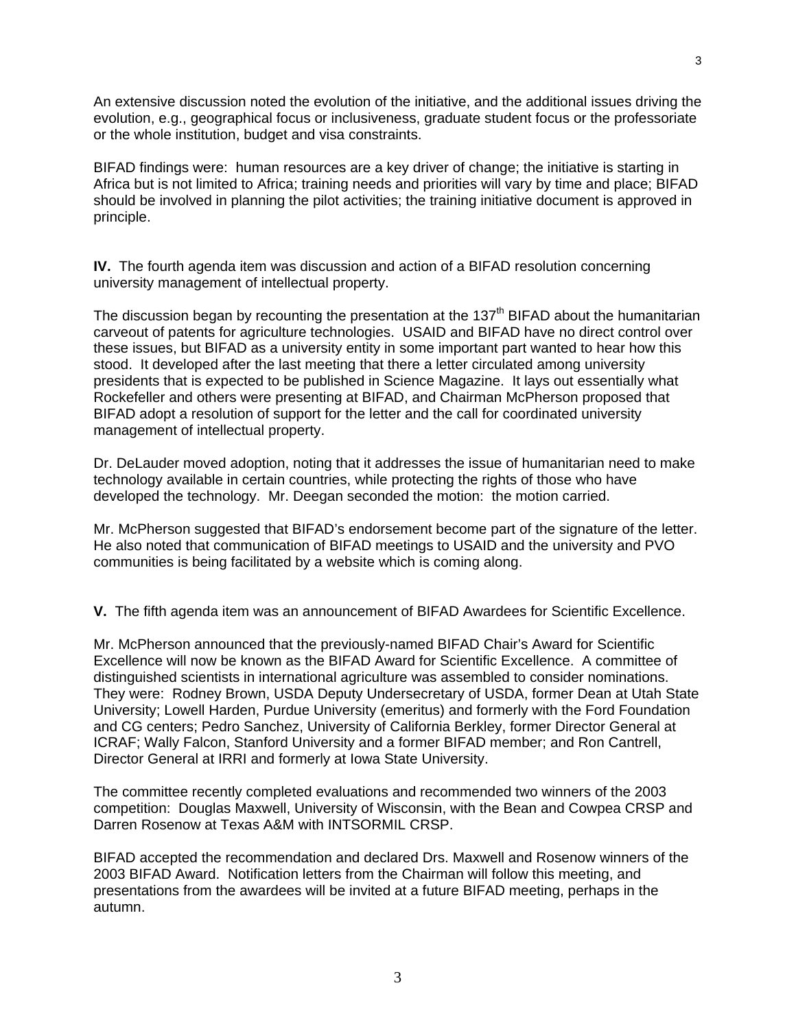An extensive discussion noted the evolution of the initiative, and the additional issues driving the evolution, e.g., geographical focus or inclusiveness, graduate student focus or the professoriate or the whole institution, budget and visa constraints.

BIFAD findings were: human resources are a key driver of change; the initiative is starting in Africa but is not limited to Africa; training needs and priorities will vary by time and place; BIFAD should be involved in planning the pilot activities; the training initiative document is approved in principle.

**IV.** The fourth agenda item was discussion and action of a BIFAD resolution concerning university management of intellectual property.

The discussion began by recounting the presentation at the 137th BIFAD about the humanitarian carveout of patents for agriculture technologies. USAID and BIFAD have no direct control over these issues, but BIFAD as a university entity in some important part wanted to hear how this stood. It developed after the last meeting that there a letter circulated among university presidents that is expected to be published in Science Magazine. It lays out essentially what Rockefeller and others were presenting at BIFAD, and Chairman McPherson proposed that BIFAD adopt a resolution of support for the letter and the call for coordinated university management of intellectual property.

Dr. DeLauder moved adoption, noting that it addresses the issue of humanitarian need to make technology available in certain countries, while protecting the rights of those who have developed the technology. Mr. Deegan seconded the motion: the motion carried.

Mr. McPherson suggested that BIFAD's endorsement become part of the signature of the letter. He also noted that communication of BIFAD meetings to USAID and the university and PVO communities is being facilitated by a website which is coming along.

**V.** The fifth agenda item was an announcement of BIFAD Awardees for Scientific Excellence.

Mr. McPherson announced that the previously-named BIFAD Chair's Award for Scientific Excellence will now be known as the BIFAD Award for Scientific Excellence. A committee of distinguished scientists in international agriculture was assembled to consider nominations. They were: Rodney Brown, USDA Deputy Undersecretary of USDA, former Dean at Utah State University; Lowell Harden, Purdue University (emeritus) and formerly with the Ford Foundation and CG centers; Pedro Sanchez, University of California Berkley, former Director General at ICRAF; Wally Falcon, Stanford University and a former BIFAD member; and Ron Cantrell, Director General at IRRI and formerly at Iowa State University.

The committee recently completed evaluations and recommended two winners of the 2003 competition: Douglas Maxwell, University of Wisconsin, with the Bean and Cowpea CRSP and Darren Rosenow at Texas A&M with INTSORMIL CRSP.

BIFAD accepted the recommendation and declared Drs. Maxwell and Rosenow winners of the 2003 BIFAD Award. Notification letters from the Chairman will follow this meeting, and presentations from the awardees will be invited at a future BIFAD meeting, perhaps in the autumn.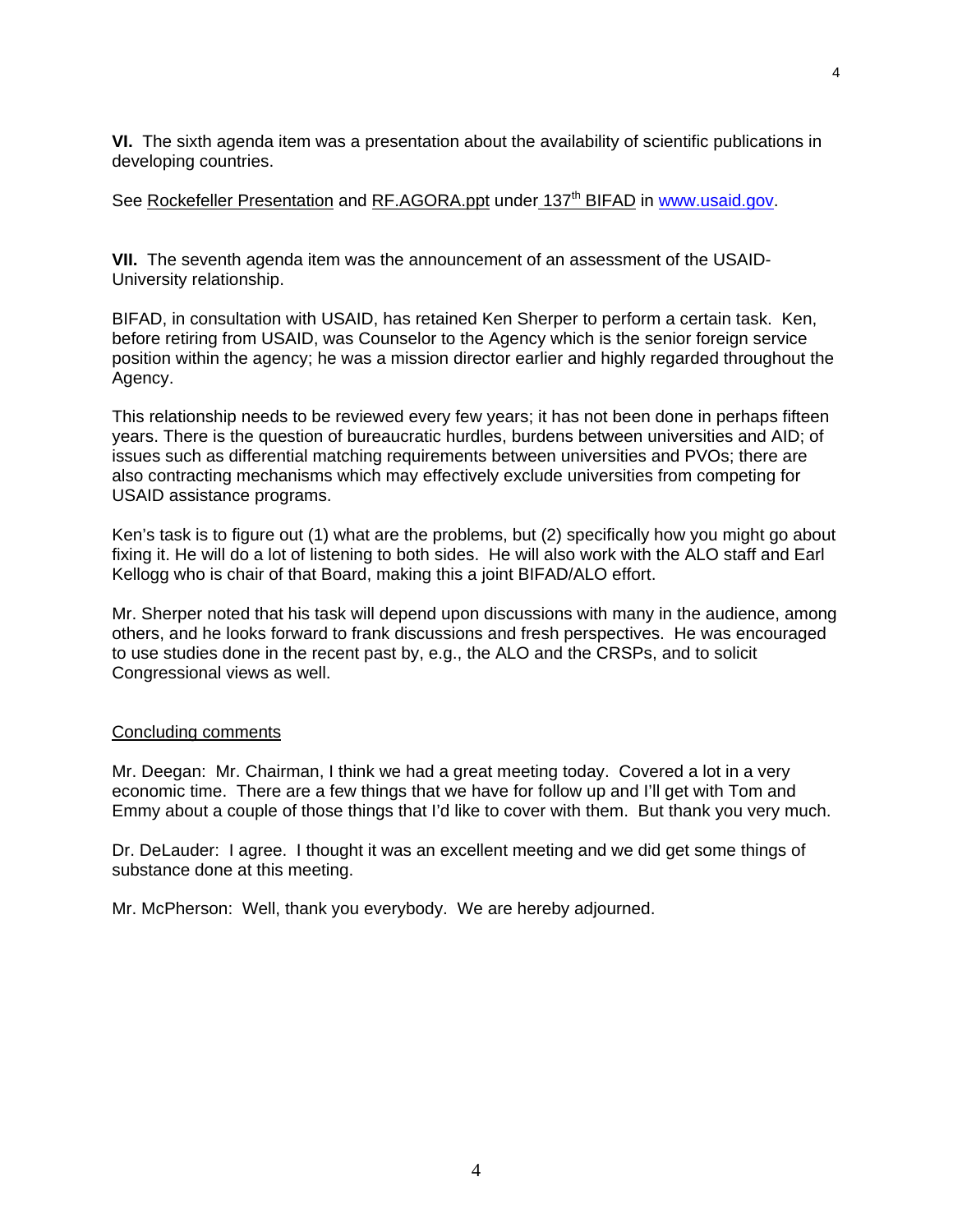**VI.** The sixth agenda item was a presentation about the availability of scientific publications in developing countries.

See Rockefeller Presentation and RF.AGORA.ppt under 137th BIFAD in www.usaid.gov.

**VII.** The seventh agenda item was the announcement of an assessment of the USAID-University relationship.

BIFAD, in consultation with USAID, has retained Ken Sherper to perform a certain task. Ken, before retiring from USAID, was Counselor to the Agency which is the senior foreign service position within the agency; he was a mission director earlier and highly regarded throughout the Agency.

This relationship needs to be reviewed every few years; it has not been done in perhaps fifteen years. There is the question of bureaucratic hurdles, burdens between universities and AID; of issues such as differential matching requirements between universities and PVOs; there are also contracting mechanisms which may effectively exclude universities from competing for USAID assistance programs.

Ken's task is to figure out (1) what are the problems, but (2) specifically how you might go about fixing it. He will do a lot of listening to both sides. He will also work with the ALO staff and Earl Kellogg who is chair of that Board, making this a joint BIFAD/ALO effort.

Mr. Sherper noted that his task will depend upon discussions with many in the audience, among others, and he looks forward to frank discussions and fresh perspectives. He was encouraged to use studies done in the recent past by, e.g., the ALO and the CRSPs, and to solicit Congressional views as well.

Concluding comments

Mr. Deegan: Mr. Chairman, I think we had a great meeting today. Covered a lot in a very economic time. There are a few things that we have for follow up and I'll get with Tom and Emmy about a couple of those things that I'd like to cover with them. But thank you very much.

Dr. DeLauder: I agree. I thought it was an excellent meeting and we did get some things of substance done at this meeting.

Mr. McPherson: Well, thank you everybody. We are hereby adjourned.